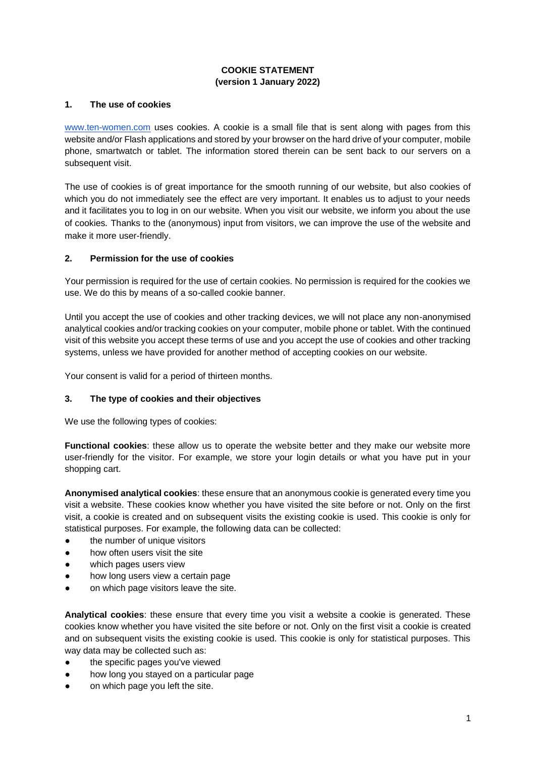# COOKIE STATEMENT
**(version 1 January 2022)**

## 1. The use of cookies

[www.ten-women.com](http://www.ten-women.com) uses cookies. A cookie is a small file that is sent along with pages from this website and/or Flash applications and stored by your browser on the hard drive of your computer, mobile phone, smartwatch or tablet. The information stored therein can be sent back to our servers on a subsequent visit.

The use of cookies is of great importance for the smooth running of our website, but also cookies of which you do not immediately see the effect are very important. It enables us to adjust to your needs and it facilitates you to log in on our website. When you visit our website, we inform you about the use of cookies. Thanks to the (anonymous) input from visitors, we can improve the use of the website and make it more user-friendly.

## 2. Permission for the use of cookies

Your permission is required for the use of certain cookies. No permission is required for the cookies we use. We do this by means of a so-called cookie banner.

Until you accept the use of cookies and other tracking devices, we will not place any non-anonymised analytical cookies and/or tracking cookies on your computer, mobile phone or tablet. With the continued visit of this website you accept these terms of use and you accept the use of cookies and other tracking systems, unless we have provided for another method of accepting cookies on our website.

Your consent is valid for a period of thirteen months.

## 3. The type of cookies and their objectives

We use the following types of cookies:

**Functional cookies**: these allow us to operate the website better and they make our website more user-friendly for the visitor. For example, we store your login details or what you have put in your shopping cart.

**Anonymised analytical cookies**: these ensure that an anonymous cookie is generated every time you visit a website. These cookies know whether you have visited the site before or not. Only on the first visit, a cookie is created and on subsequent visits the existing cookie is used. This cookie is only for statistical purposes. For example, the following data can be collected:

- the number of unique visitors
- how often users visit the site
- which pages users view
- how long users view a certain page
- on which page visitors leave the site.

**Analytical cookies**: these ensure that every time you visit a website a cookie is generated. These cookies know whether you have visited the site before or not. Only on the first visit a cookie is created and on subsequent visits the existing cookie is used. This cookie is only for statistical purposes. This way data may be collected such as:

- the specific pages you've viewed
- how long you stayed on a particular page
- on which page you left the site.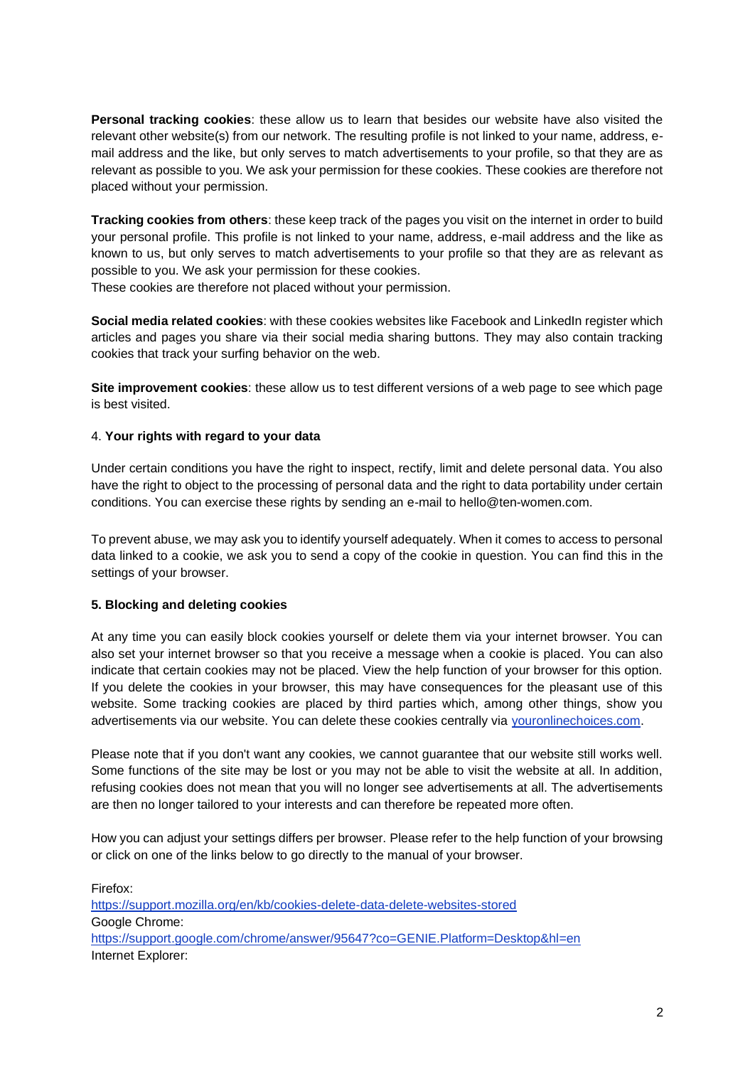**Personal tracking cookies**: these allow us to learn that besides our website have also visited the relevant other website(s) from our network. The resulting profile is not linked to your name, address, e-mail address and the like, but only serves to match advertisements to your profile, so that they are as relevant as possible to you. We ask your permission for these cookies. These cookies are therefore not placed without your permission.

**Tracking cookies from others**: these keep track of the pages you visit on the internet in order to build your personal profile. This profile is not linked to your name, address, e-mail address and the like as known to us, but only serves to match advertisements to your profile so that they are as relevant as possible to you. We ask your permission for these cookies.
These cookies are therefore not placed without your permission.

**Social media related cookies**: with these cookies websites like Facebook and LinkedIn register which articles and pages you share via their social media sharing buttons. They may also contain tracking cookies that track your surfing behavior on the web.

**Site improvement cookies**: these allow us to test different versions of a web page to see which page is best visited.

## 4. **Your rights with regard to your data**

Under certain conditions you have the right to inspect, rectify, limit and delete personal data. You also have the right to object to the processing of personal data and the right to data portability under certain conditions. You can exercise these rights by sending an e-mail to hello@ten-women.com.

To prevent abuse, we may ask you to identify yourself adequately. When it comes to access to personal data linked to a cookie, we ask you to send a copy of the cookie in question. You can find this in the settings of your browser.

## **5. Blocking and deleting cookies**

At any time you can easily block cookies yourself or delete them via your internet browser. You can also set your internet browser so that you receive a message when a cookie is placed. You can also indicate that certain cookies may not be placed. View the help function of your browser for this option. If you delete the cookies in your browser, this may have consequences for the pleasant use of this website. Some tracking cookies are placed by third parties which, among other things, show you advertisements via our website. You can delete these cookies centrally via [youronlinechoices.com](youronlinechoices.com).

Please note that if you don't want any cookies, we cannot guarantee that our website still works well. Some functions of the site may be lost or you may not be able to visit the website at all. In addition, refusing cookies does not mean that you will no longer see advertisements at all. The advertisements are then no longer tailored to your interests and can therefore be repeated more often.

How you can adjust your settings differs per browser. Please refer to the help function of your browsing or click on one of the links below to go directly to the manual of your browser.

Firefox:
https://support.mozilla.org/en/kb/cookies-delete-data-delete-websites-stored
Google Chrome:
https://support.google.com/chrome/answer/95647?co=GENIE.Platform=Desktop&hl=en
Internet Explorer: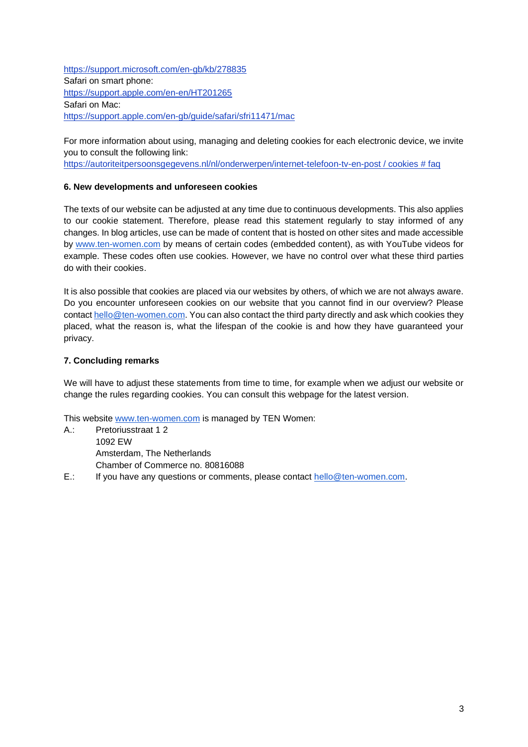https://support.microsoft.com/en-gb/kb/278835
Safari on smart phone:
https://support.apple.com/en-en/HT201265
Safari on Mac:
https://support.apple.com/en-gb/guide/safari/sfri11471/mac

For more information about using, managing and deleting cookies for each electronic device, we invite you to consult the following link:
https://autoriteitpersoonsgegevens.nl/nl/onderwerpen/internet-telefoon-tv-en-post / cookies # faq

**6. New developments and unforeseen cookies**

The texts of our website can be adjusted at any time due to continuous developments. This also applies to our cookie statement. Therefore, please read this statement regularly to stay informed of any changes. In blog articles, use can be made of content that is hosted on other sites and made accessible by www.ten-women.com by means of certain codes (embedded content), as with YouTube videos for example. These codes often use cookies. However, we have no control over what these third parties do with their cookies.

It is also possible that cookies are placed via our websites by others, of which we are not always aware. Do you encounter unforeseen cookies on our website that you cannot find in our overview? Please contact hello@ten-women.com. You can also contact the third party directly and ask which cookies they placed, what the reason is, what the lifespan of the cookie is and how they have guaranteed your privacy.

**7. Concluding remarks**

We will have to adjust these statements from time to time, for example when we adjust our website or change the rules regarding cookies. You can consult this webpage for the latest version.

This website www.ten-women.com is managed by TEN Women:

A.: Pretoriusstraat 1 2
1092 EW
Amsterdam, The Netherlands
Chamber of Commerce no. 80816088

E.: If you have any questions or comments, please contact hello@ten-women.com.